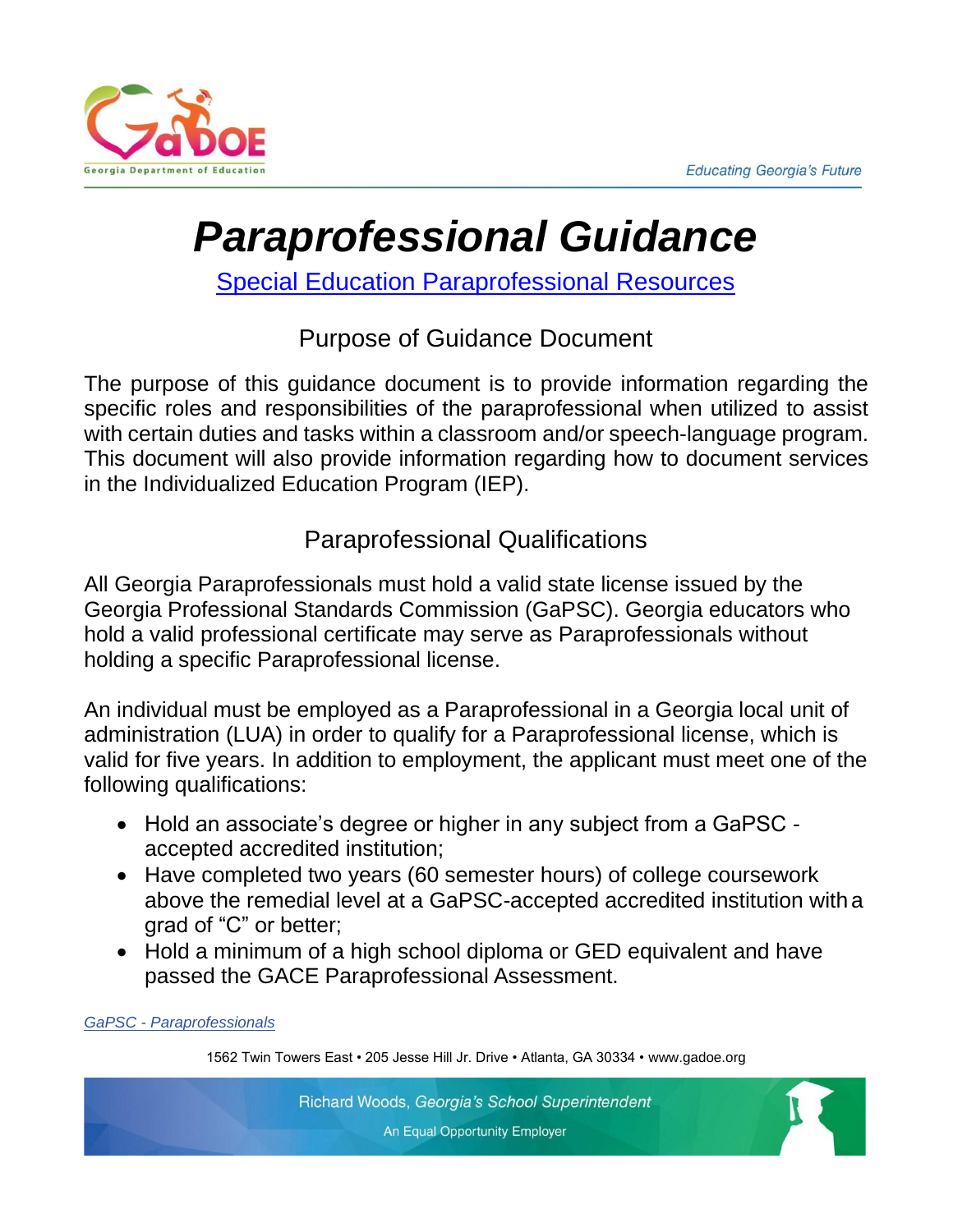# Paraprofessional Guidance

[Special Education Paraprofessional Resources]

## Purpose of Guidance Document

The purpose of this guidance document is to provide information regarding the specific roles and responsibilities of the paraprofessional when utilized to assist with certain duties and tasks within a classroom and/or speech-language program. This document will also provide information regarding how to document services in the Individualized Education Program (IEP).

## Paraprofessional Qualifications

All Georgia Paraprofessionals must hold a valid state license issued by the Georgia Professional Standards Commission (GaPSC). Georgia educators who hold a valid professional certificate may serve as Paraprofessionals without holding a specific Paraprofessional license.

An individual must be employed as a Paraprofessional in a Georgia local unit of administration (LUA) in order to qualify for a Paraprofessional license, which is valid for five years. In addition to employment, the applicant must meet one of the following qualifications:

- Hold an associate's degree or higher in any subject from a GaPSC - accepted accredited institution;
- Have completed two years (60 semester hours) of college coursework above the remedial level at a GaPSC-accepted accredited institution with a grad of "C" or better;
- Hold a minimum of a high school diploma or GED equivalent and have passed the GACE Paraprofessional Assessment.

*GaPSC - Paraprofessionals*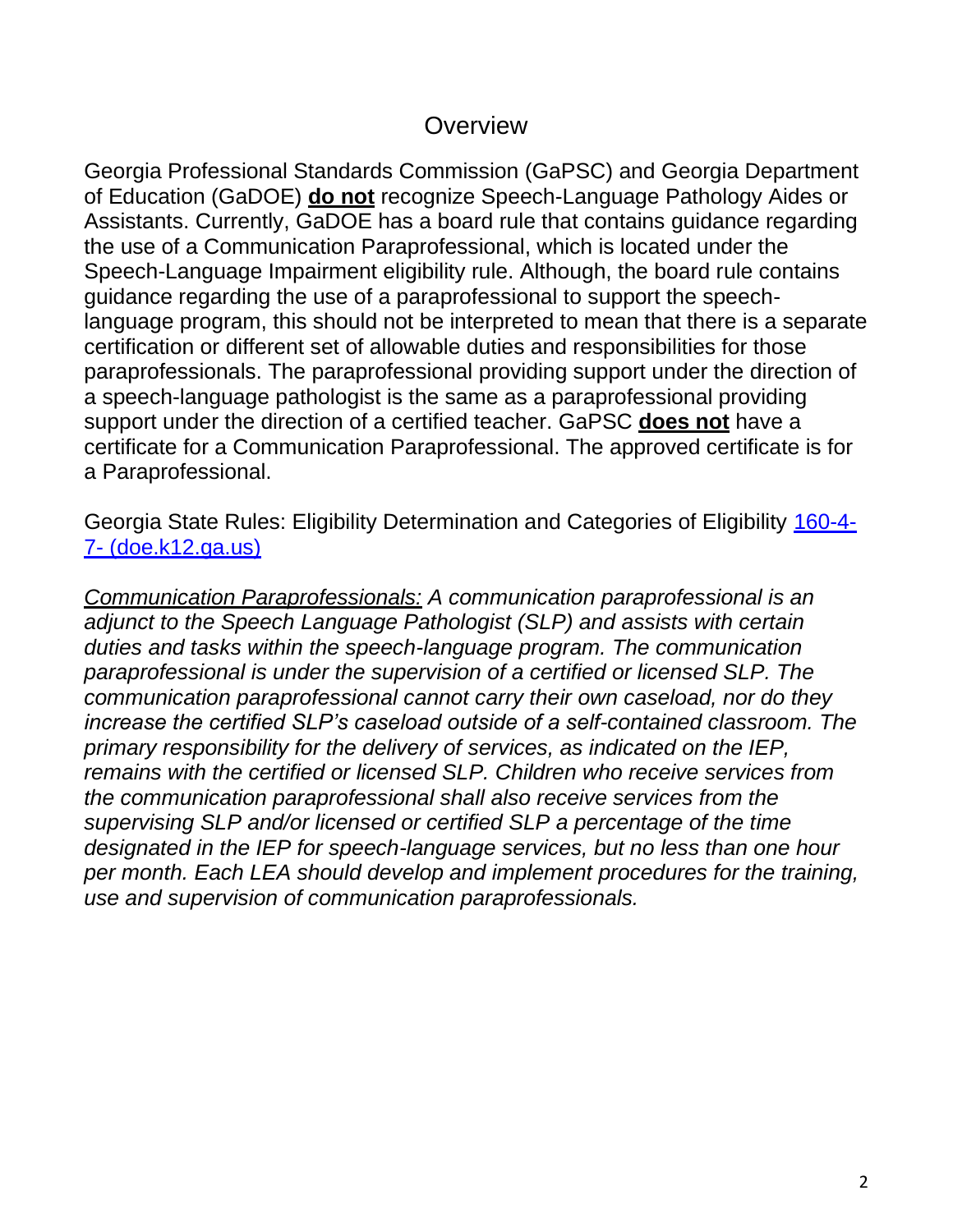# Overview

Georgia Professional Standards Commission (GaPSC) and Georgia Department of Education (GaDOE) **do not** recognize Speech-Language Pathology Aides or Assistants. Currently, GaDOE has a board rule that contains guidance regarding the use of a Communication Paraprofessional, which is located under the Speech-Language Impairment eligibility rule. Although, the board rule contains guidance regarding the use of a paraprofessional to support the speech-language program, this should not be interpreted to mean that there is a separate certification or different set of allowable duties and responsibilities for those paraprofessionals. The paraprofessional providing support under the direction of a speech-language pathologist is the same as a paraprofessional providing support under the direction of a certified teacher. GaPSC **does not** have a certificate for a Communication Paraprofessional. The approved certificate is for a Paraprofessional.

Georgia State Rules: Eligibility Determination and Categories of Eligibility [160-4-7- (doe.k12.ga.us)]()

*Communication Paraprofessionals: A communication paraprofessional is an adjunct to the Speech Language Pathologist (SLP) and assists with certain duties and tasks within the speech-language program. The communication paraprofessional is under the supervision of a certified or licensed SLP. The communication paraprofessional cannot carry their own caseload, nor do they increase the certified SLP's caseload outside of a self-contained classroom. The primary responsibility for the delivery of services, as indicated on the IEP, remains with the certified or licensed SLP. Children who receive services from the communication paraprofessional shall also receive services from the supervising SLP and/or licensed or certified SLP a percentage of the time designated in the IEP for speech-language services, but no less than one hour per month. Each LEA should develop and implement procedures for the training, use and supervision of communication paraprofessionals.*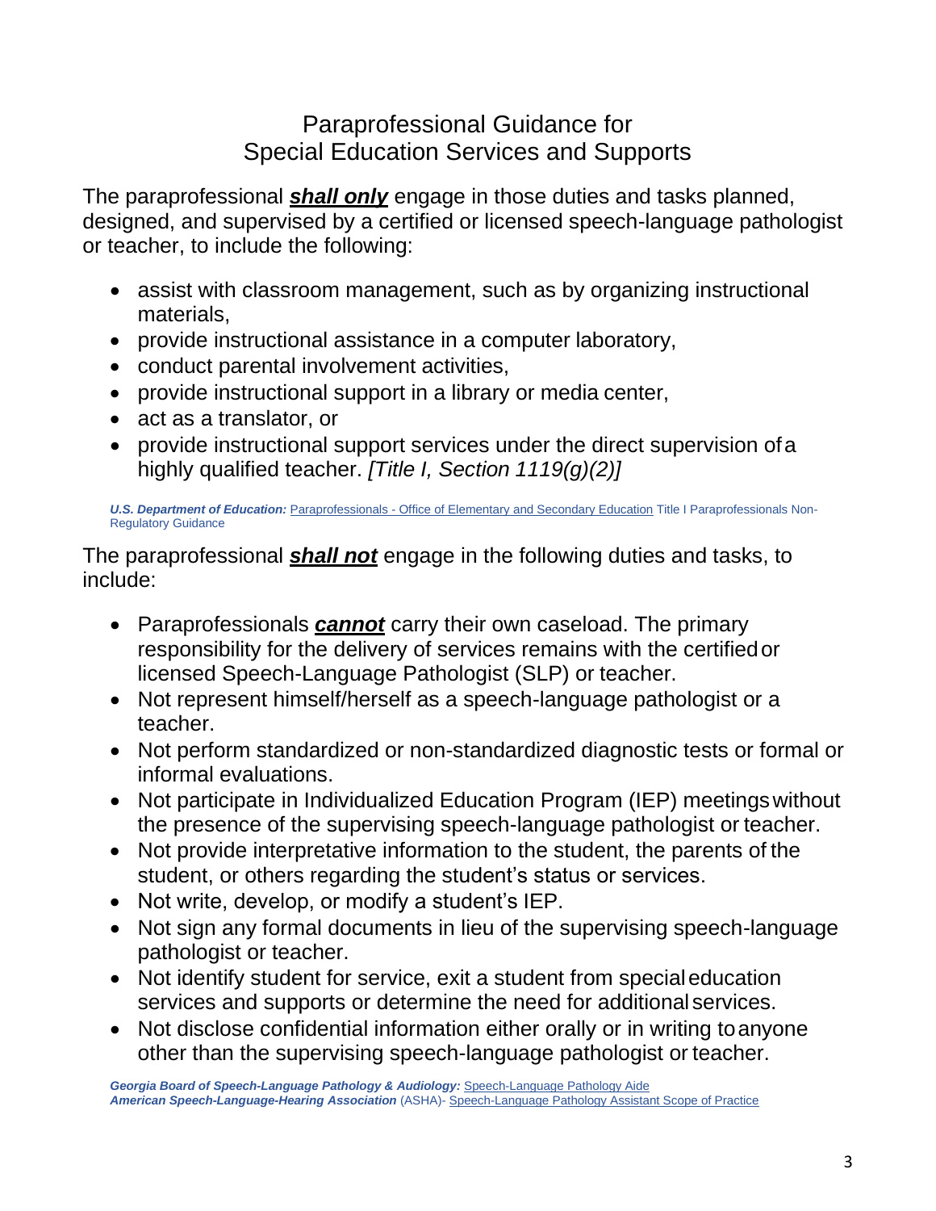# Paraprofessional Guidance for Special Education Services and Supports

The paraprofessional ***shall only*** engage in those duties and tasks planned, designed, and supervised by a certified or licensed speech-language pathologist or teacher, to include the following:

- assist with classroom management, such as by organizing instructional materials,
- provide instructional assistance in a computer laboratory,
- conduct parental involvement activities,
- provide instructional support in a library or media center,
- act as a translator, or
- provide instructional support services under the direct supervision of a highly qualified teacher. *[Title I, Section 1119(g)(2)]*

***U.S. Department of Education:*** Paraprofessionals - Office of Elementary and Secondary Education Title I Paraprofessionals Non-Regulatory Guidance

The paraprofessional ***shall not*** engage in the following duties and tasks, to include:

- Paraprofessionals ***cannot*** carry their own caseload. The primary responsibility for the delivery of services remains with the certified or licensed Speech-Language Pathologist (SLP) or teacher.
- Not represent himself/herself as a speech-language pathologist or a teacher.
- Not perform standardized or non-standardized diagnostic tests or formal or informal evaluations.
- Not participate in Individualized Education Program (IEP) meetings without the presence of the supervising speech-language pathologist or teacher.
- Not provide interpretative information to the student, the parents of the student, or others regarding the student's status or services.
- Not write, develop, or modify a student's IEP.
- Not sign any formal documents in lieu of the supervising speech-language pathologist or teacher.
- Not identify student for service, exit a student from special education services and supports or determine the need for additional services.
- Not disclose confidential information either orally or in writing to anyone other than the supervising speech-language pathologist or teacher.

***Georgia Board of Speech-Language Pathology & Audiology:*** Speech-Language Pathology Aide
***American Speech-Language-Hearing Association*** (ASHA)- Speech-Language Pathology Assistant Scope of Practice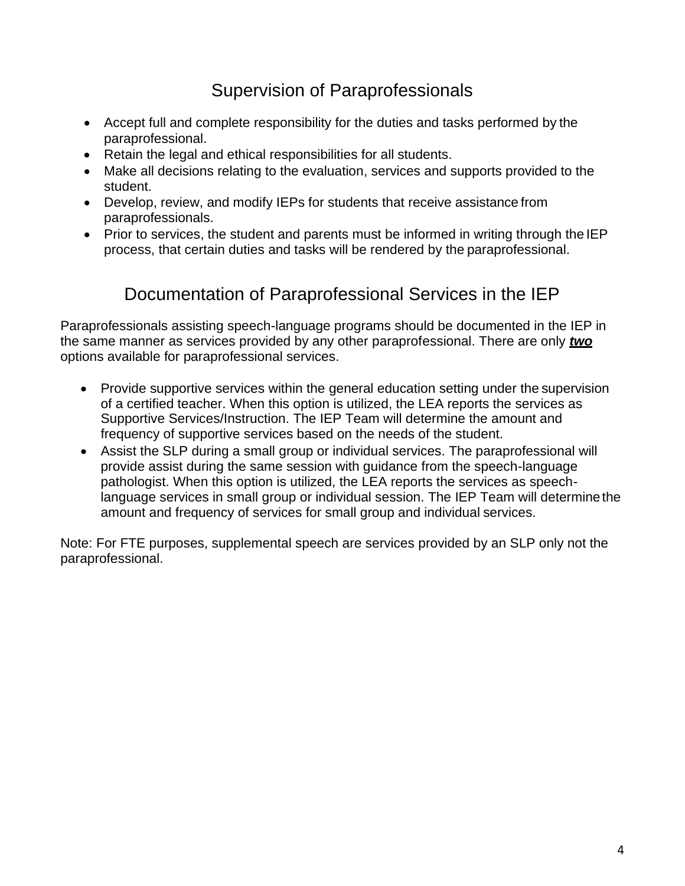## Supervision of Paraprofessionals

- Accept full and complete responsibility for the duties and tasks performed by the paraprofessional.
- Retain the legal and ethical responsibilities for all students.
- Make all decisions relating to the evaluation, services and supports provided to the student.
- Develop, review, and modify IEPs for students that receive assistance from paraprofessionals.
- Prior to services, the student and parents must be informed in writing through the IEP process, that certain duties and tasks will be rendered by the paraprofessional.

## Documentation of Paraprofessional Services in the IEP

Paraprofessionals assisting speech-language programs should be documented in the IEP in the same manner as services provided by any other paraprofessional. There are only ***<u>two</u>*** options available for paraprofessional services.

- Provide supportive services within the general education setting under the supervision of a certified teacher. When this option is utilized, the LEA reports the services as Supportive Services/Instruction. The IEP Team will determine the amount and frequency of supportive services based on the needs of the student.
- Assist the SLP during a small group or individual services. The paraprofessional will provide assist during the same session with guidance from the speech-language pathologist. When this option is utilized, the LEA reports the services as speech-language services in small group or individual session. The IEP Team will determine the amount and frequency of services for small group and individual services.

Note: For FTE purposes, supplemental speech are services provided by an SLP only not the paraprofessional.